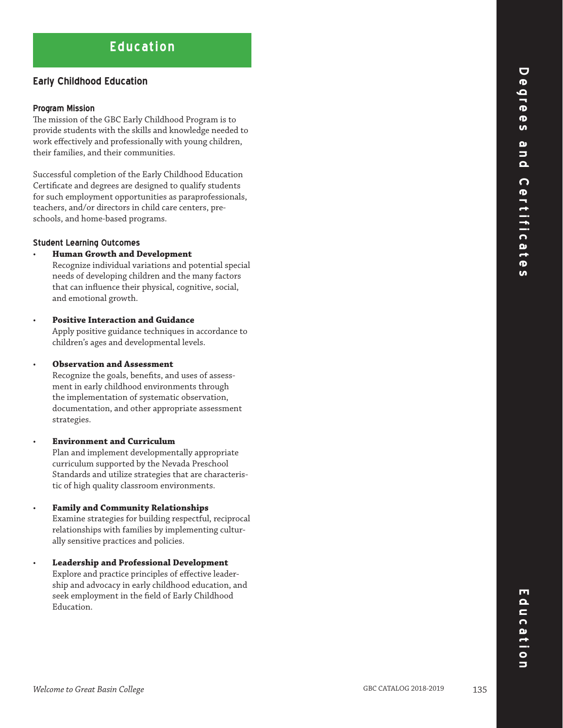# Education

## Early Childhood Education

### Program Mission

The mission of the GBC Early Childhood Program is to provide students with the skills and knowledge needed to work effectively and professionally with young children, their families, and their communities.

Successful completion of the Early Childhood Education Certificate and degrees are designed to qualify students for such employment opportunities as paraprofessionals, teachers, and/or directors in child care centers, preschools, and home-based programs.

### Student Learning Outcomes

- **Human Growth and Development**
  Recognize individual variations and potential special needs of developing children and the many factors that can influence their physical, cognitive, social, and emotional growth.

- **Positive Interaction and Guidance**
  Apply positive guidance techniques in accordance to children's ages and developmental levels.

- **Observation and Assessment**
  Recognize the goals, benefits, and uses of assessment in early childhood environments through the implementation of systematic observation, documentation, and other appropriate assessment strategies.

- **Environment and Curriculum**
  Plan and implement developmentally appropriate curriculum supported by the Nevada Preschool Standards and utilize strategies that are characteristic of high quality classroom environments.

- **Family and Community Relationships**
  Examine strategies for building respectful, reciprocal relationships with families by implementing culturally sensitive practices and policies.

- **Leadership and Professional Development**
  Explore and practice principles of effective leadership and advocacy in early childhood education, and seek employment in the field of Early Childhood Education.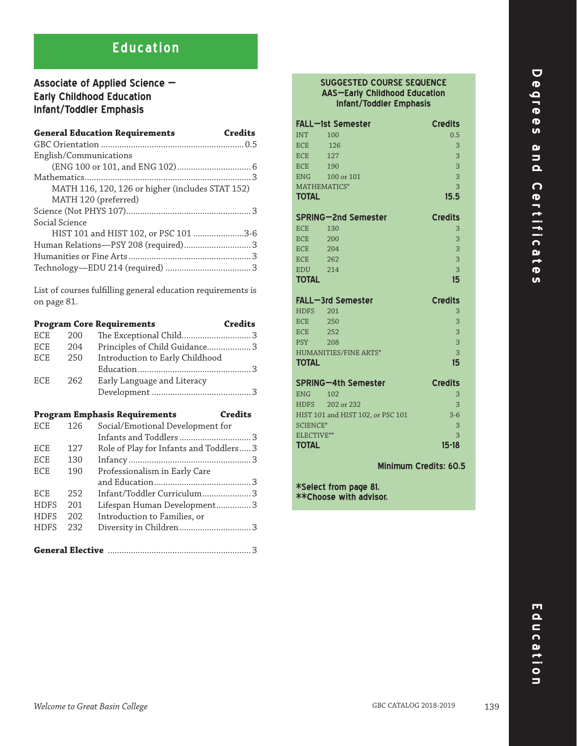# Education

## Associate of Applied Science — Early Childhood Education Infant/Toddler Emphasis

| General Education Requirements | Credits |
|---|---|
| GBC Orientation | 0.5 |
| English/Communications (ENG 100 or 101, and ENG 102) | 6 |
| Mathematics | 3 |
| MATH 116, 120, 126 or higher (includes STAT 152) MATH 120 (preferred) | |
| Science (Not PHYS 107) | 3 |
| Social Science | |
| HIST 101 and HIST 102, or PSC 101 | 3-6 |
| Human Relations—PSY 208 (required) | 3 |
| Humanities or Fine Arts | 3 |
| Technology—EDU 214 (required) | 3 |

List of courses fulfilling general education requirements is on page 81.

| Program Core Requirements | | | Credits |
|---|---|---|---|
| ECE | 200 | The Exceptional Child | 3 |
| ECE | 204 | Principles of Child Guidance | 3 |
| ECE | 250 | Introduction to Early Childhood Education | 3 |
| ECE | 262 | Early Language and Literacy Development | 3 |

| Program Emphasis Requirements | | | Credits |
|---|---|---|---|
| ECE | 126 | Social/Emotional Development for Infants and Toddlers | 3 |
| ECE | 127 | Role of Play for Infants and Toddlers | 3 |
| ECE | 130 | Infancy | 3 |
| ECE | 190 | Professionalism in Early Care and Education | 3 |
| ECE | 252 | Infant/Toddler Curriculum | 3 |
| HDFS | 201 | Lifespan Human Development | 3 |
| HDFS | 202 | Introduction to Families, or | |
| HDFS | 232 | Diversity in Children | 3 |

**General Elective** ........ 3

### SUGGESTED COURSE SEQUENCE AAS—Early Childhood Education Infant/Toddler Emphasis

| FALL—1st Semester | | Credits |
|---|---|---|
| INT | 100 | 0.5 |
| ECE | 126 | 3 |
| ECE | 127 | 3 |
| ECE | 190 | 3 |
| ENG | 100 or 101 | 3 |
| MATHEMATICS* | | 3 |
| **TOTAL** | | **15.5** |

| SPRING—2nd Semester | | Credits |
|---|---|---|
| ECE | 130 | 3 |
| ECE | 200 | 3 |
| ECE | 204 | 3 |
| ECE | 262 | 3 |
| EDU | 214 | 3 |
| **TOTAL** | | **15** |

| FALL—3rd Semester | | Credits |
|---|---|---|
| HDFS | 201 | 3 |
| ECE | 250 | 3 |
| ECE | 252 | 3 |
| PSY | 208 | 3 |
| HUMANITIES/FINE ARTS* | | 3 |
| **TOTAL** | | **15** |

| SPRING—4th Semester | | Credits |
|---|---|---|
| ENG | 102 | 3 |
| HDFS | 202 or 232 | 3 |
| HIST 101 and HIST 102, or PSC 101 | | 3-6 |
| SCIENCE* | | 3 |
| ELECTIVE** | | 3 |
| **TOTAL** | | **15-18** |

**Minimum Credits: 60.5**

*Select from page 81.
**Choose with advisor.